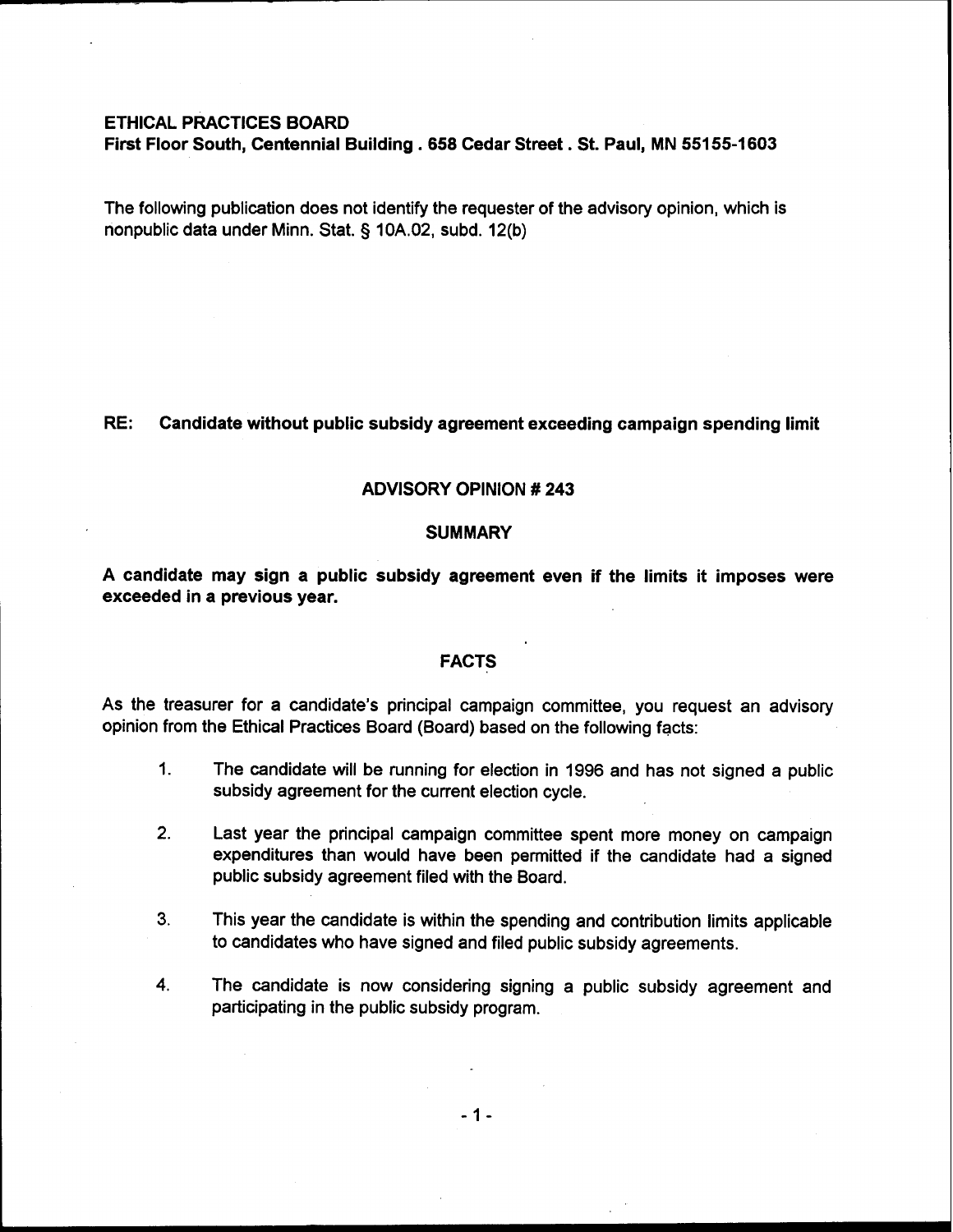**ETHICAL PRACTICES BOARD**
**First Floor South, Centennial Building . 658 Cedar Street . St. Paul, MN 55155-1603**

The following publication does not identify the requester of the advisory opinion, which is nonpublic data under Minn. Stat. § 10A.02, subd. 12(b)

**RE: Candidate without public subsidy agreement exceeding campaign spending limit**

## ADVISORY OPINION # 243

### SUMMARY

**A candidate may sign a public subsidy agreement even if the limits it imposes were exceeded in a previous year.**

### FACTS

As the treasurer for a candidate's principal campaign committee, you request an advisory opinion from the Ethical Practices Board (Board) based on the following facts:

1. The candidate will be running for election in 1996 and has not signed a public subsidy agreement for the current election cycle.

2. Last year the principal campaign committee spent more money on campaign expenditures than would have been permitted if the candidate had a signed public subsidy agreement filed with the Board.

3. This year the candidate is within the spending and contribution limits applicable to candidates who have signed and filed public subsidy agreements.

4. The candidate is now considering signing a public subsidy agreement and participating in the public subsidy program.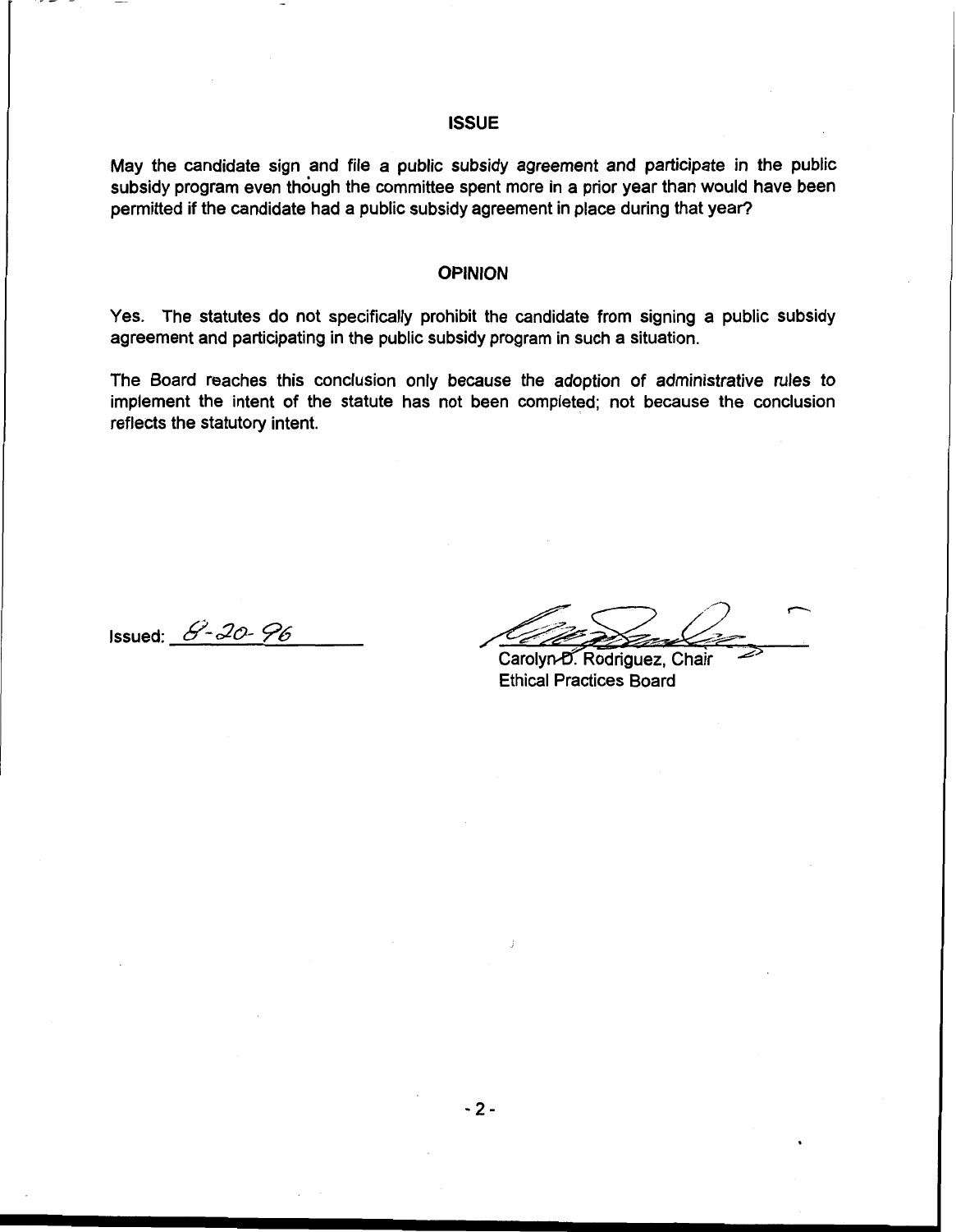## ISSUE

May the candidate sign and file a public subsidy agreement and participate in the public subsidy program even though the committee spent more in a prior year than would have been permitted if the candidate had a public subsidy agreement in place during that year?

## OPINION

Yes. The statutes do not specifically prohibit the candidate from signing a public subsidy agreement and participating in the public subsidy program in such a situation.

The Board reaches this conclusion only because the adoption of administrative rules to implement the intent of the statute has not been completed; not because the conclusion reflects the statutory intent.

Issued: 8-20-96

Carolyn D. Rodriguez, Chair
Ethical Practices Board